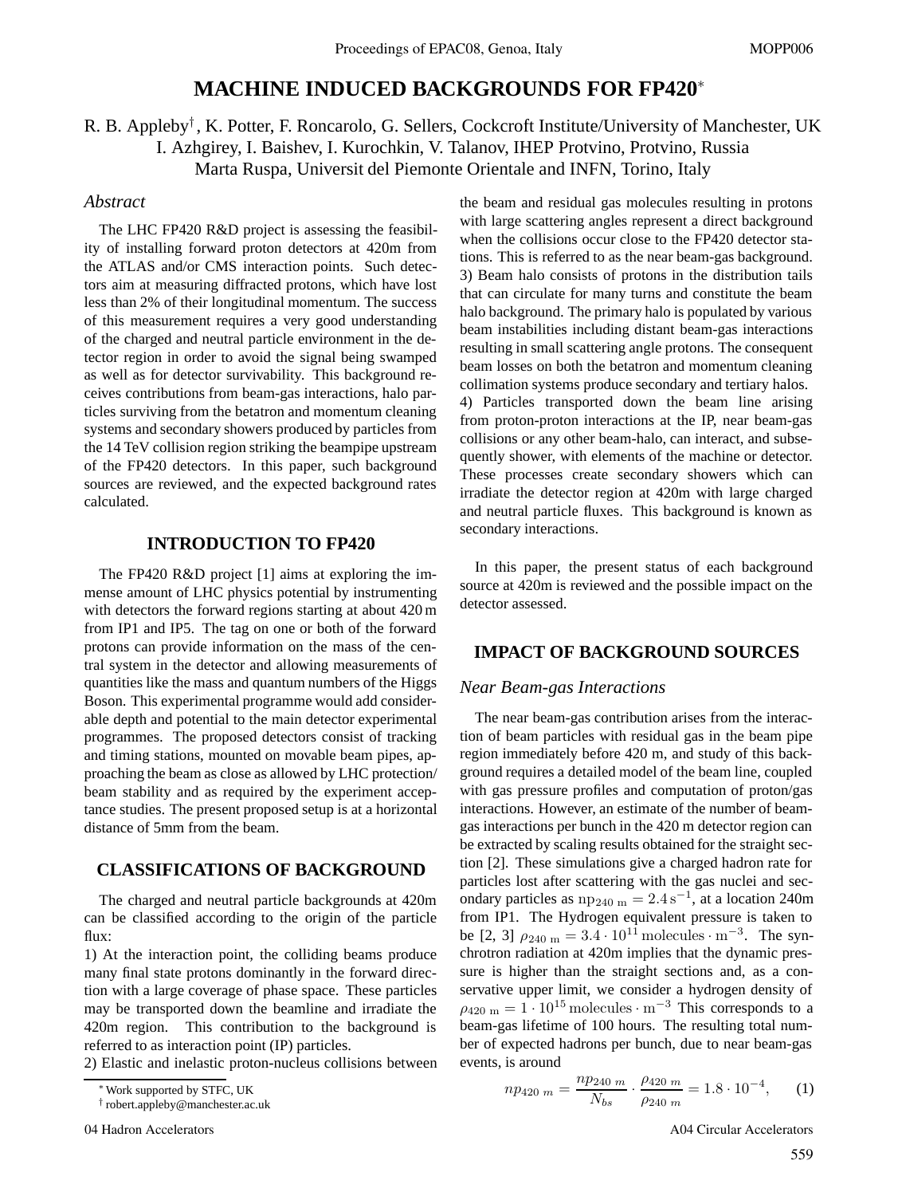# MACHINE INDUCED BACKGROUNDS FOR FP420*

R. B. Appleby†, K. Potter, F. Roncarolo, G. Sellers, Cockcroft Institute/University of Manchester, UK
I. Azhgirey, I. Baishev, I. Kurochkin, V. Talanov, IHEP Protvino, Protvino, Russia
Marta Ruspa, Universit del Piemonte Orientale and INFN, Torino, Italy

## *Abstract*

The LHC FP420 R&D project is assessing the feasibility of installing forward proton detectors at 420m from the ATLAS and/or CMS interaction points. Such detectors aim at measuring diffracted protons, which have lost less than 2% of their longitudinal momentum. The success of this measurement requires a very good understanding of the charged and neutral particle environment in the detector region in order to avoid the signal being swamped as well as for detector survivability. This background receives contributions from beam-gas interactions, halo particles surviving from the betatron and momentum cleaning systems and secondary showers produced by particles from the 14 TeV collision region striking the beampipe upstream of the FP420 detectors. In this paper, such background sources are reviewed, and the expected background rates calculated.

## INTRODUCTION TO FP420

The FP420 R&D project [1] aims at exploring the immense amount of LHC physics potential by instrumenting with detectors the forward regions starting at about 420 m from IP1 and IP5. The tag on one or both of the forward protons can provide information on the mass of the central system in the detector and allowing measurements of quantities like the mass and quantum numbers of the Higgs Boson. This experimental programme would add considerable depth and potential to the main detector experimental programmes. The proposed detectors consist of tracking and timing stations, mounted on movable beam pipes, approaching the beam as close as allowed by LHC protection/ beam stability and as required by the experiment acceptance studies. The present proposed setup is at a horizontal distance of 5mm from the beam.

## CLASSIFICATIONS OF BACKGROUND

The charged and neutral particle backgrounds at 420m can be classified according to the origin of the particle flux:

1) At the interaction point, the colliding beams produce many final state protons dominantly in the forward direction with a large coverage of phase space. These particles may be transported down the beamline and irradiate the 420m region. This contribution to the background is referred to as interaction point (IP) particles.

2) Elastic and inelastic proton-nucleus collisions between the beam and residual gas molecules resulting in protons with large scattering angles represent a direct background when the collisions occur close to the FP420 detector stations. This is referred to as the near beam-gas background.

3) Beam halo consists of protons in the distribution tails that can circulate for many turns and constitute the beam halo background. The primary halo is populated by various beam instabilities including distant beam-gas interactions resulting in small scattering angle protons. The consequent beam losses on both the betatron and momentum cleaning collimation systems produce secondary and tertiary halos.

4) Particles transported down the beam line arising from proton-proton interactions at the IP, near beam-gas collisions or any other beam-halo, can interact, and subsequently shower, with elements of the machine or detector. These processes create secondary showers which can irradiate the detector region at 420m with large charged and neutral particle fluxes. This background is known as secondary interactions.

In this paper, the present status of each background source at 420m is reviewed and the possible impact on the detector assessed.

## IMPACT OF BACKGROUND SOURCES

### *Near Beam-gas Interactions*

The near beam-gas contribution arises from the interaction of beam particles with residual gas in the beam pipe region immediately before 420 m, and study of this background requires a detailed model of the beam line, coupled with gas pressure profiles and computation of proton/gas interactions. However, an estimate of the number of beam-gas interactions per bunch in the 420 m detector region can be extracted by scaling results obtained for the straight section [2]. These simulations give a charged hadron rate for particles lost after scattering with the gas nuclei and secondary particles as $\mathrm{np}_{240\ \mathrm{m}} = 2.4\,\mathrm{s}^{-1}$, at a location 240m from IP1. The Hydrogen equivalent pressure is taken to be [2, 3] $\rho_{240\ \mathrm{m}} = 3.4 \cdot 10^{11}\,\mathrm{molecules}\cdot\mathrm{m}^{-3}$. The synchrotron radiation at 420m implies that the dynamic pressure is higher than the straight sections and, as a conservative upper limit, we consider a hydrogen density of $\rho_{420\ \mathrm{m}} = 1 \cdot 10^{15}\,\mathrm{molecules}\cdot\mathrm{m}^{-3}$ This corresponds to a beam-gas lifetime of 100 hours. The resulting total number of expected hadrons per bunch, due to near beam-gas events, is around

$$np_{420\ m} = \frac{np_{240\ m}}{N_{bs}} \cdot \frac{\rho_{420\ m}}{\rho_{240\ m}} = 1.8 \cdot 10^{-4}, \qquad (1)$$

* Work supported by STFC, UK
† robert.appleby@manchester.ac.uk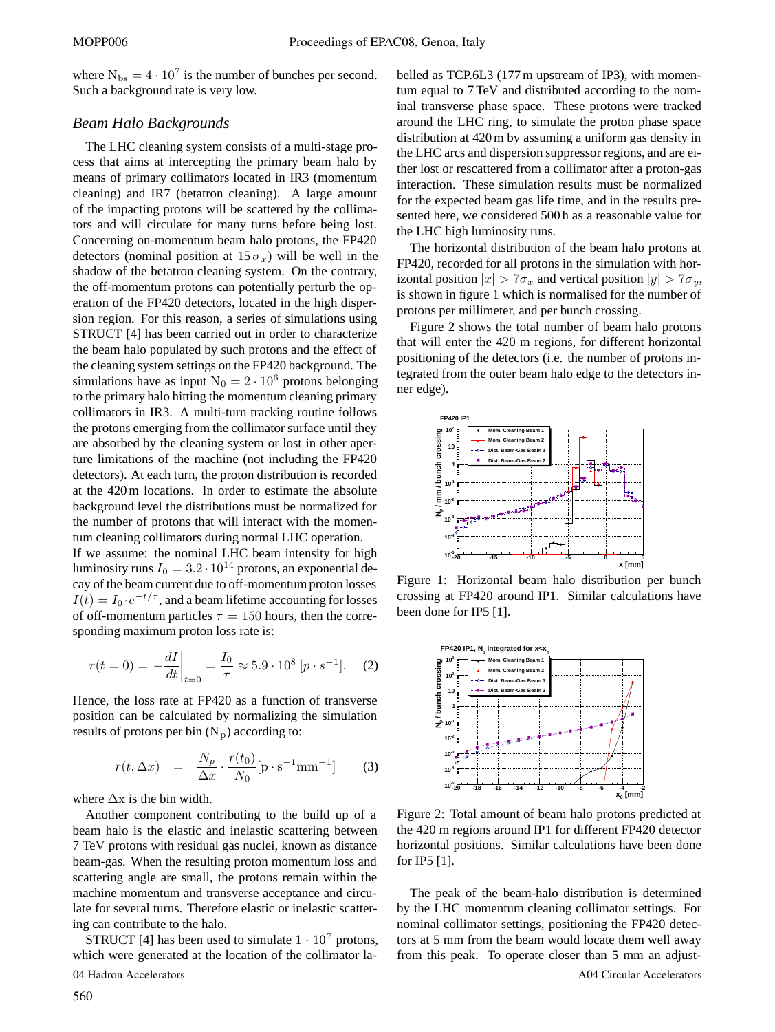where $N_{bs} = 4 \cdot 10^7$ is the number of bunches per second. Such a background rate is very low.

### Beam Halo Backgrounds

The LHC cleaning system consists of a multi-stage process that aims at intercepting the primary beam halo by means of primary collimators located in IR3 (momentum cleaning) and IR7 (betatron cleaning). A large amount of the impacting protons will be scattered by the collimators and will circulate for many turns before being lost. Concerning on-momentum beam halo protons, the FP420 detectors (nominal position at $15\,\sigma_x$) will be well in the shadow of the betatron cleaning system. On the contrary, the off-momentum protons can potentially perturb the operation of the FP420 detectors, located in the high dispersion region. For this reason, a series of simulations using STRUCT [4] has been carried out in order to characterize the beam halo populated by such protons and the effect of the cleaning system settings on the FP420 background. The simulations have as input $N_0 = 2 \cdot 10^6$ protons belonging to the primary halo hitting the momentum cleaning primary collimators in IR3. A multi-turn tracking routine follows the protons emerging from the collimator surface until they are absorbed by the cleaning system or lost in other aperture limitations of the machine (not including the FP420 detectors). At each turn, the proton distribution is recorded at the 420 m locations. In order to estimate the absolute background level the distributions must be normalized for the number of protons that will interact with the momentum cleaning collimators during normal LHC operation.

If we assume: the nominal LHC beam intensity for high luminosity runs $I_0 = 3.2 \cdot 10^{14}$ protons, an exponential decay of the beam current due to off-momentum proton losses $I(t) = I_0 \cdot e^{-t/\tau}$, and a beam lifetime accounting for losses of off-momentum particles $\tau = 150$ hours, then the corresponding maximum proton loss rate is:

$$r(t=0) = -\frac{dI}{dt}\bigg|_{t=0} = \frac{I_0}{\tau} \approx 5.9 \cdot 10^8\ [p \cdot s^{-1}]. \quad (2)$$

Hence, the loss rate at FP420 as a function of transverse position can be calculated by normalizing the simulation results of protons per bin ($N_p$) according to:

$$r(t, \Delta x) = \frac{N_p}{\Delta x} \cdot \frac{r(t_0)}{N_0} [\mathrm{p \cdot s^{-1} mm^{-1}}] \quad (3)$$

where $\Delta$x is the bin width.

Another component contributing to the build up of a beam halo is the elastic and inelastic scattering between 7 TeV protons with residual gas nuclei, known as distance beam-gas. When the resulting proton momentum loss and scattering angle are small, the protons remain within the machine momentum and transverse acceptance and circulate for several turns. Therefore elastic or inelastic scattering can contribute to the halo.

STRUCT [4] has been used to simulate $1 \cdot 10^7$ protons, which were generated at the location of the collimator labelled as TCP.6L3 (177 m upstream of IP3), with momentum equal to 7 TeV and distributed according to the nominal transverse phase space. These protons were tracked around the LHC ring, to simulate the proton phase space distribution at 420 m by assuming a uniform gas density in the LHC arcs and dispersion suppressor regions, and are either lost or rescattered from a collimator after a proton-gas interaction. These simulation results must be normalized for the expected beam gas life time, and in the results presented here, we considered 500 h as a reasonable value for the LHC high luminosity runs.

The horizontal distribution of the beam halo protons at FP420, recorded for all protons in the simulation with horizontal position $|x| > 7\sigma_x$ and vertical position $|y| > 7\sigma_y$, is shown in figure 1 which is normalised for the number of protons per millimeter, and per bunch crossing.

Figure 2 shows the total number of beam halo protons that will enter the 420 m regions, for different horizontal positioning of the detectors (i.e. the number of protons integrated from the outer beam halo edge to the detectors inner edge).

FP420 IP1
Mom. Cleaning Beam 1
Mom. Cleaning Beam 2
Dist. Beam-Gas Beam 1
Dist. Beam-Gas Beam 2
$N_p$ / mm / bunch crossing
x [mm]

Figure 1: Horizontal beam halo distribution per bunch crossing at FP420 around IP1. Similar calculations have been done for IP5 [1].

FP420 IP1, $N_p$ integrated for $x<x_0$
Mom. Cleaning Beam 1
Mom. Cleaning Beam 2
Dist. Beam-Gas Beam 1
Dist. Beam-Gas Beam 2
$N_p$ / bunch crossing
$x_0$ [mm]

Figure 2: Total amount of beam halo protons predicted at the 420 m regions around IP1 for different FP420 detector horizontal positions. Similar calculations have been done for IP5 [1].

The peak of the beam-halo distribution is determined by the LHC momentum cleaning collimator settings. For nominal collimator settings, positioning the FP420 detectors at 5 mm from the beam would locate them well away from this peak. To operate closer than 5 mm an adjust-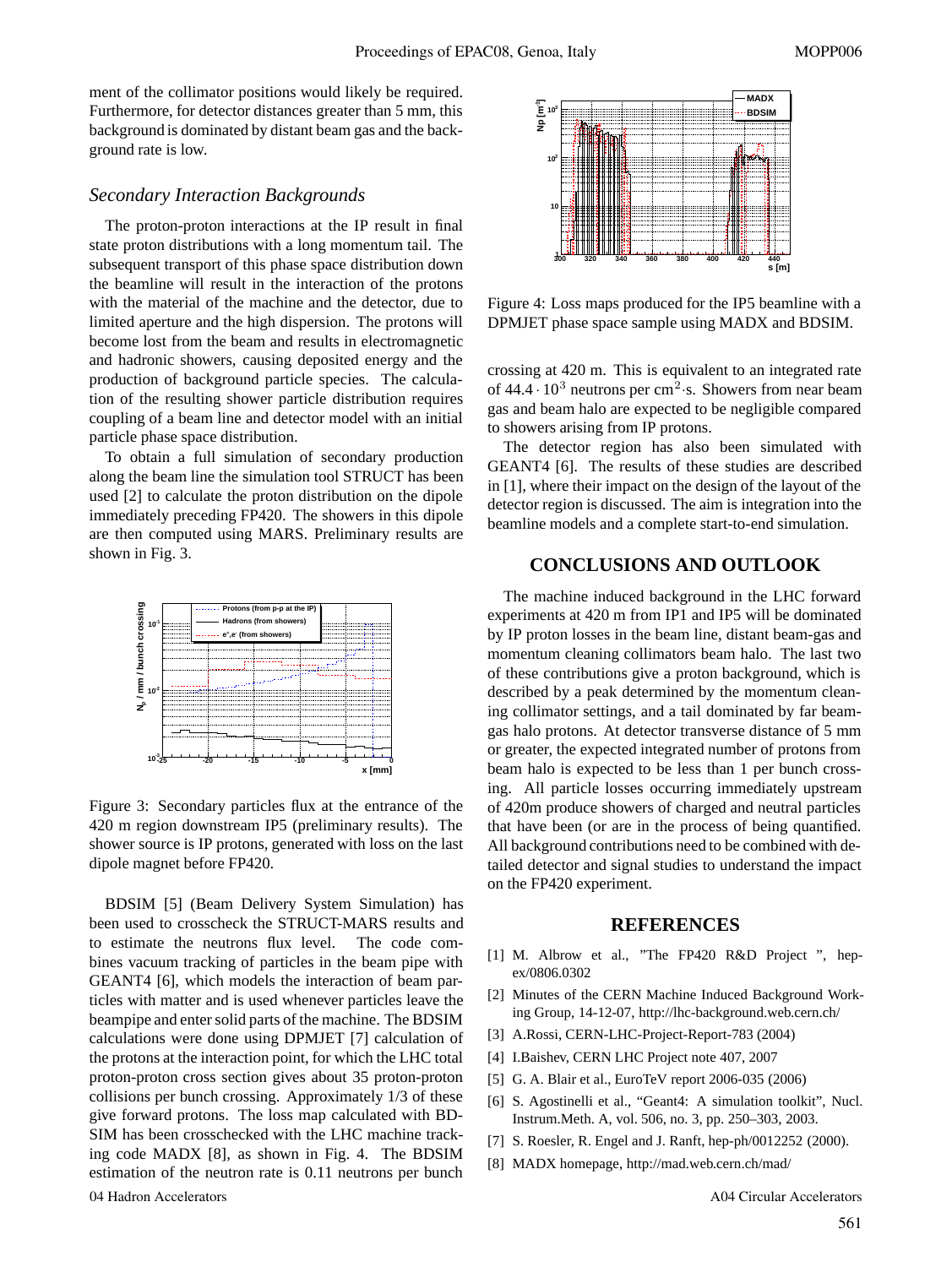ment of the collimator positions would likely be required. Furthermore, for detector distances greater than 5 mm, this background is dominated by distant beam gas and the background rate is low.

### *Secondary Interaction Backgrounds*

The proton-proton interactions at the IP result in final state proton distributions with a long momentum tail. The subsequent transport of this phase space distribution down the beamline will result in the interaction of the protons with the material of the machine and the detector, due to limited aperture and the high dispersion. The protons will become lost from the beam and results in electromagnetic and hadronic showers, causing deposited energy and the production of background particle species. The calculation of the resulting shower particle distribution requires coupling of a beam line and detector model with an initial particle phase space distribution.

To obtain a full simulation of secondary production along the beam line the simulation tool STRUCT has been used [2] to calculate the proton distribution on the dipole immediately preceding FP420. The showers in this dipole are then computed using MARS. Preliminary results are shown in Fig. 3.

Protons (from p-p at the IP)
Hadrons (from showers)
e+,e- (from showers)
$N_p$ / mm / bunch crossing
$10^{-1}$
$10^{-2}$
$10^{-3}$
-25 -20 -15 -10 -5 0
x [mm]

Figure 3: Secondary particles flux at the entrance of the 420 m region downstream IP5 (preliminary results). The shower source is IP protons, generated with loss on the last dipole magnet before FP420.

BDSIM [5] (Beam Delivery System Simulation) has been used to crosscheck the STRUCT-MARS results and to estimate the neutrons flux level. The code combines vacuum tracking of particles in the beam pipe with GEANT4 [6], which models the interaction of beam particles with matter and is used whenever particles leave the beampipe and enter solid parts of the machine. The BDSIM calculations were done using DPMJET [7] calculation of the protons at the interaction point, for which the LHC total proton-proton cross section gives about 35 proton-proton collisions per bunch crossing. Approximately 1/3 of these give forward protons. The loss map calculated with BDSIM has been crosschecked with the LHC machine tracking code MADX [8], as shown in Fig. 4. The BDSIM estimation of the neutron rate is 0.11 neutrons per bunch

MADX
BDSIM
Np [$m^{-1}$]
$10^3$
$10^2$
10
1
300 320 340 360 380 400 420 440
s [m]

Figure 4: Loss maps produced for the IP5 beamline with a DPMJET phase space sample using MADX and BDSIM.

crossing at 420 m. This is equivalent to an integrated rate of $44.4 \cdot 10^3$ neutrons per $cm^2{\cdot}s$. Showers from near beam gas and beam halo are expected to be negligible compared to showers arising from IP protons.

The detector region has also been simulated with GEANT4 [6]. The results of these studies are described in [1], where their impact on the design of the layout of the detector region is discussed. The aim is integration into the beamline models and a complete start-to-end simulation.

## CONCLUSIONS AND OUTLOOK

The machine induced background in the LHC forward experiments at 420 m from IP1 and IP5 will be dominated by IP proton losses in the beam line, distant beam-gas and momentum cleaning collimators beam halo. The last two of these contributions give a proton background, which is described by a peak determined by the momentum cleaning collimator settings, and a tail dominated by far beam-gas halo protons. At detector transverse distance of 5 mm or greater, the expected integrated number of protons from beam halo is expected to be less than 1 per bunch crossing. All particle losses occurring immediately upstream of 420m produce showers of charged and neutral particles that have been (or are in the process of being quantified. All background contributions need to be combined with detailed detector and signal studies to understand the impact on the FP420 experiment.

## REFERENCES

[1] M. Albrow et al., "The FP420 R&D Project ", hep-ex/0806.0302

[2] Minutes of the CERN Machine Induced Background Working Group, 14-12-07, http://lhc-background.web.cern.ch/

[3] A.Rossi, CERN-LHC-Project-Report-783 (2004)

[4] I.Baishev, CERN LHC Project note 407, 2007

[5] G. A. Blair et al., EuroTeV report 2006-035 (2006)

[6] S. Agostinelli et al., "Geant4: A simulation toolkit", Nucl. Instrum.Meth. A, vol. 506, no. 3, pp. 250–303, 2003.

[7] S. Roesler, R. Engel and J. Ranft, hep-ph/0012252 (2000).

[8] MADX homepage, http://mad.web.cern.ch/mad/